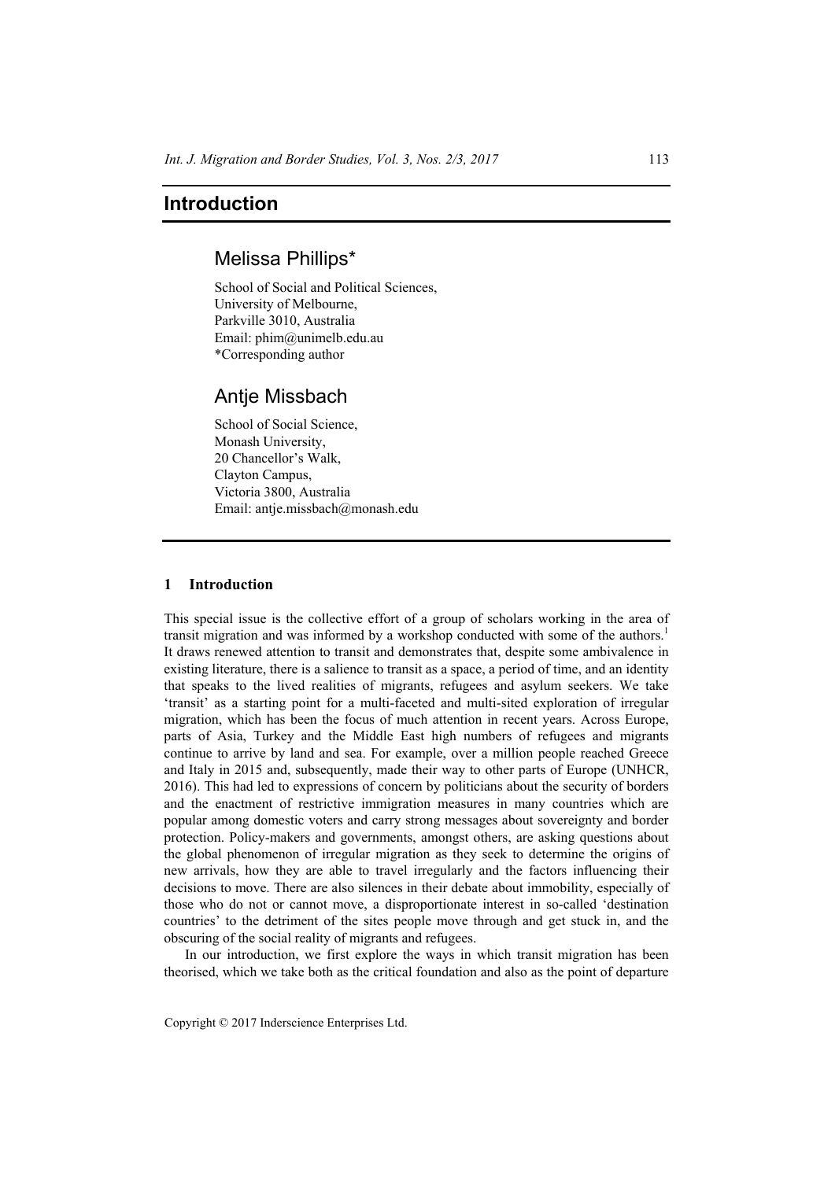# Introduction

## Melissa Phillips*

School of Social and Political Sciences,
University of Melbourne,
Parkville 3010, Australia
Email: phim@unimelb.edu.au
*Corresponding author

## Antje Missbach

School of Social Science,
Monash University,
20 Chancellor's Walk,
Clayton Campus,
Victoria 3800, Australia
Email: antje.missbach@monash.edu

## 1 Introduction

This special issue is the collective effort of a group of scholars working in the area of transit migration and was informed by a workshop conducted with some of the authors.[1] It draws renewed attention to transit and demonstrates that, despite some ambivalence in existing literature, there is a salience to transit as a space, a period of time, and an identity that speaks to the lived realities of migrants, refugees and asylum seekers. We take 'transit' as a starting point for a multi-faceted and multi-sited exploration of irregular migration, which has been the focus of much attention in recent years. Across Europe, parts of Asia, Turkey and the Middle East high numbers of refugees and migrants continue to arrive by land and sea. For example, over a million people reached Greece and Italy in 2015 and, subsequently, made their way to other parts of Europe (UNHCR, 2016). This had led to expressions of concern by politicians about the security of borders and the enactment of restrictive immigration measures in many countries which are popular among domestic voters and carry strong messages about sovereignty and border protection. Policy-makers and governments, amongst others, are asking questions about the global phenomenon of irregular migration as they seek to determine the origins of new arrivals, how they are able to travel irregularly and the factors influencing their decisions to move. There are also silences in their debate about immobility, especially of those who do not or cannot move, a disproportionate interest in so-called 'destination countries' to the detriment of the sites people move through and get stuck in, and the obscuring of the social reality of migrants and refugees.

In our introduction, we first explore the ways in which transit migration has been theorised, which we take both as the critical foundation and also as the point of departure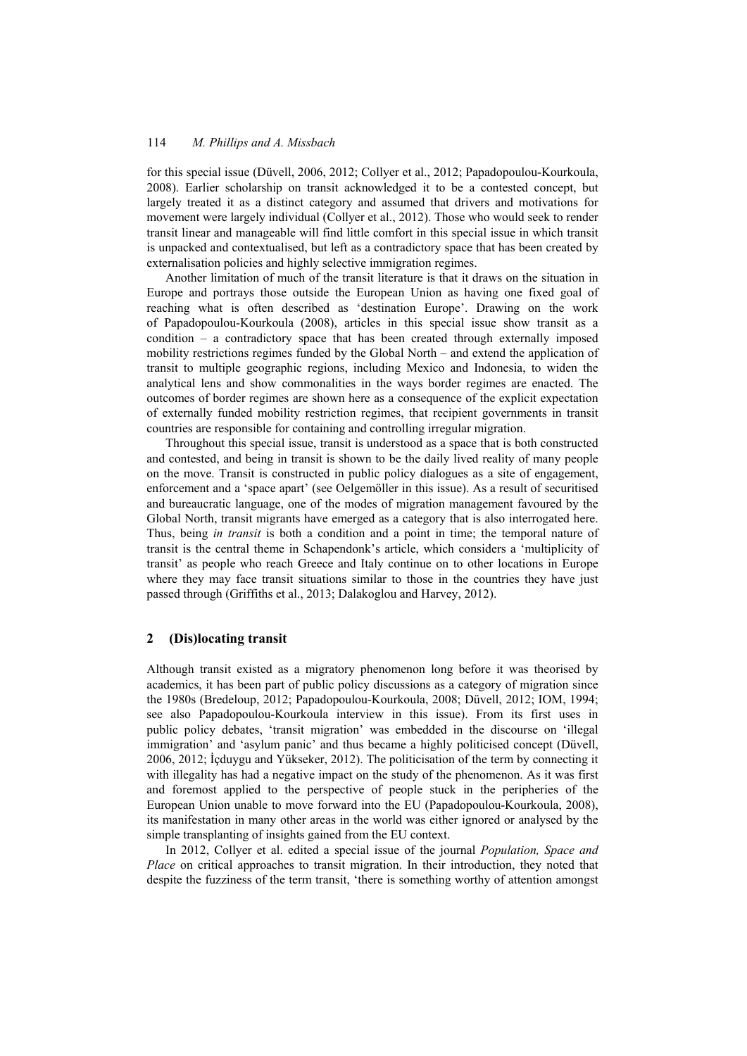for this special issue (Düvell, 2006, 2012; Collyer et al., 2012; Papadopoulou-Kourkoula, 2008). Earlier scholarship on transit acknowledged it to be a contested concept, but largely treated it as a distinct category and assumed that drivers and motivations for movement were largely individual (Collyer et al., 2012). Those who would seek to render transit linear and manageable will find little comfort in this special issue in which transit is unpacked and contextualised, but left as a contradictory space that has been created by externalisation policies and highly selective immigration regimes.

Another limitation of much of the transit literature is that it draws on the situation in Europe and portrays those outside the European Union as having one fixed goal of reaching what is often described as 'destination Europe'. Drawing on the work of Papadopoulou-Kourkoula (2008), articles in this special issue show transit as a condition – a contradictory space that has been created through externally imposed mobility restrictions regimes funded by the Global North – and extend the application of transit to multiple geographic regions, including Mexico and Indonesia, to widen the analytical lens and show commonalities in the ways border regimes are enacted. The outcomes of border regimes are shown here as a consequence of the explicit expectation of externally funded mobility restriction regimes, that recipient governments in transit countries are responsible for containing and controlling irregular migration.

Throughout this special issue, transit is understood as a space that is both constructed and contested, and being in transit is shown to be the daily lived reality of many people on the move. Transit is constructed in public policy dialogues as a site of engagement, enforcement and a 'space apart' (see Oelgemöller in this issue). As a result of securitised and bureaucratic language, one of the modes of migration management favoured by the Global North, transit migrants have emerged as a category that is also interrogated here. Thus, being *in transit* is both a condition and a point in time; the temporal nature of transit is the central theme in Schapendonk's article, which considers a 'multiplicity of transit' as people who reach Greece and Italy continue on to other locations in Europe where they may face transit situations similar to those in the countries they have just passed through (Griffiths et al., 2013; Dalakoglou and Harvey, 2012).

## 2 (Dis)locating transit

Although transit existed as a migratory phenomenon long before it was theorised by academics, it has been part of public policy discussions as a category of migration since the 1980s (Bredeloup, 2012; Papadopoulou-Kourkoula, 2008; Düvell, 2012; IOM, 1994; see also Papadopoulou-Kourkoula interview in this issue). From its first uses in public policy debates, 'transit migration' was embedded in the discourse on 'illegal immigration' and 'asylum panic' and thus became a highly politicised concept (Düvell, 2006, 2012; İçduygu and Yükseker, 2012). The politicisation of the term by connecting it with illegality has had a negative impact on the study of the phenomenon. As it was first and foremost applied to the perspective of people stuck in the peripheries of the European Union unable to move forward into the EU (Papadopoulou-Kourkoula, 2008), its manifestation in many other areas in the world was either ignored or analysed by the simple transplanting of insights gained from the EU context.

In 2012, Collyer et al. edited a special issue of the journal *Population, Space and Place* on critical approaches to transit migration. In their introduction, they noted that despite the fuzziness of the term transit, 'there is something worthy of attention amongst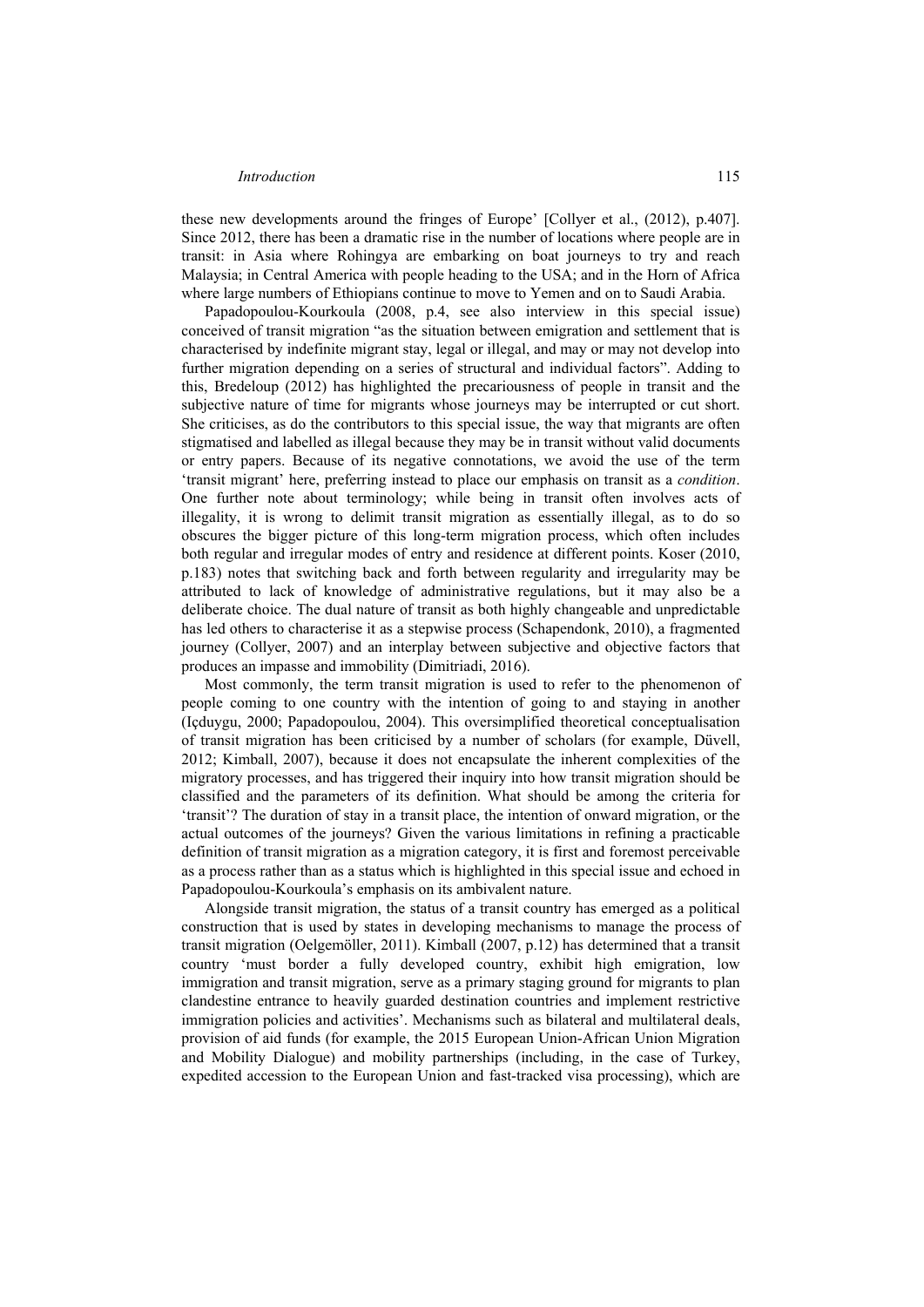these new developments around the fringes of Europe' [Collyer et al., (2012), p.407]. Since 2012, there has been a dramatic rise in the number of locations where people are in transit: in Asia where Rohingya are embarking on boat journeys to try and reach Malaysia; in Central America with people heading to the USA; and in the Horn of Africa where large numbers of Ethiopians continue to move to Yemen and on to Saudi Arabia.

Papadopoulou-Kourkoula (2008, p.4, see also interview in this special issue) conceived of transit migration "as the situation between emigration and settlement that is characterised by indefinite migrant stay, legal or illegal, and may or may not develop into further migration depending on a series of structural and individual factors". Adding to this, Bredeloup (2012) has highlighted the precariousness of people in transit and the subjective nature of time for migrants whose journeys may be interrupted or cut short. She criticises, as do the contributors to this special issue, the way that migrants are often stigmatised and labelled as illegal because they may be in transit without valid documents or entry papers. Because of its negative connotations, we avoid the use of the term 'transit migrant' here, preferring instead to place our emphasis on transit as a *condition*. One further note about terminology; while being in transit often involves acts of illegality, it is wrong to delimit transit migration as essentially illegal, as to do so obscures the bigger picture of this long-term migration process, which often includes both regular and irregular modes of entry and residence at different points. Koser (2010, p.183) notes that switching back and forth between regularity and irregularity may be attributed to lack of knowledge of administrative regulations, but it may also be a deliberate choice. The dual nature of transit as both highly changeable and unpredictable has led others to characterise it as a stepwise process (Schapendonk, 2010), a fragmented journey (Collyer, 2007) and an interplay between subjective and objective factors that produces an impasse and immobility (Dimitriadi, 2016).

Most commonly, the term transit migration is used to refer to the phenomenon of people coming to one country with the intention of going to and staying in another (Içduygu, 2000; Papadopoulou, 2004). This oversimplified theoretical conceptualisation of transit migration has been criticised by a number of scholars (for example, Düvell, 2012; Kimball, 2007), because it does not encapsulate the inherent complexities of the migratory processes, and has triggered their inquiry into how transit migration should be classified and the parameters of its definition. What should be among the criteria for 'transit'? The duration of stay in a transit place, the intention of onward migration, or the actual outcomes of the journeys? Given the various limitations in refining a practicable definition of transit migration as a migration category, it is first and foremost perceivable as a process rather than as a status which is highlighted in this special issue and echoed in Papadopoulou-Kourkoula's emphasis on its ambivalent nature.

Alongside transit migration, the status of a transit country has emerged as a political construction that is used by states in developing mechanisms to manage the process of transit migration (Oelgemöller, 2011). Kimball (2007, p.12) has determined that a transit country 'must border a fully developed country, exhibit high emigration, low immigration and transit migration, serve as a primary staging ground for migrants to plan clandestine entrance to heavily guarded destination countries and implement restrictive immigration policies and activities'. Mechanisms such as bilateral and multilateral deals, provision of aid funds (for example, the 2015 European Union-African Union Migration and Mobility Dialogue) and mobility partnerships (including, in the case of Turkey, expedited accession to the European Union and fast-tracked visa processing), which are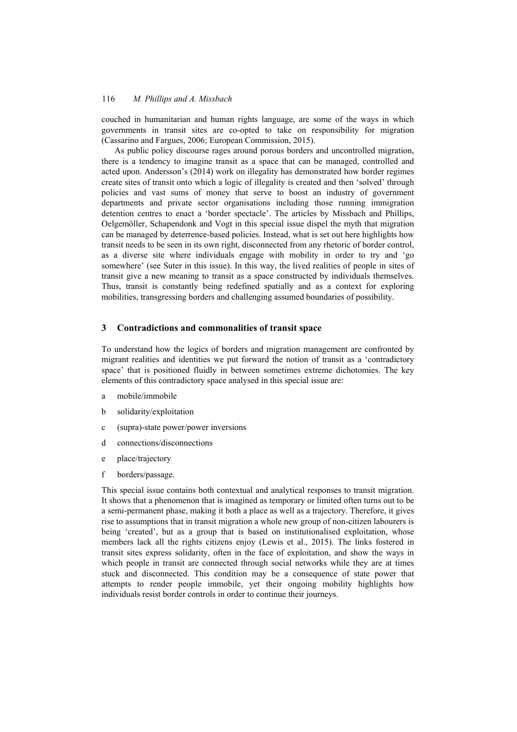couched in humanitarian and human rights language, are some of the ways in which governments in transit sites are co-opted to take on responsibility for migration (Cassarino and Fargues, 2006; European Commission, 2015).

As public policy discourse rages around porous borders and uncontrolled migration, there is a tendency to imagine transit as a space that can be managed, controlled and acted upon. Andersson's (2014) work on illegality has demonstrated how border regimes create sites of transit onto which a logic of illegality is created and then 'solved' through policies and vast sums of money that serve to boost an industry of government departments and private sector organisations including those running immigration detention centres to enact a 'border spectacle'. The articles by Missbach and Phillips, Oelgemöller, Schapendonk and Vogt in this special issue dispel the myth that migration can be managed by deterrence-based policies. Instead, what is set out here highlights how transit needs to be seen in its own right, disconnected from any rhetoric of border control, as a diverse site where individuals engage with mobility in order to try and 'go somewhere' (see Suter in this issue). In this way, the lived realities of people in sites of transit give a new meaning to transit as a space constructed by individuals themselves. Thus, transit is constantly being redefined spatially and as a context for exploring mobilities, transgressing borders and challenging assumed boundaries of possibility.

## 3 Contradictions and commonalities of transit space

To understand how the logics of borders and migration management are confronted by migrant realities and identities we put forward the notion of transit as a 'contradictory space' that is positioned fluidly in between sometimes extreme dichotomies. The key elements of this contradictory space analysed in this special issue are:

a mobile/immobile

b solidarity/exploitation

c (supra)-state power/power inversions

d connections/disconnections

e place/trajectory

f borders/passage.

This special issue contains both contextual and analytical responses to transit migration. It shows that a phenomenon that is imagined as temporary or limited often turns out to be a semi-permanent phase, making it both a place as well as a trajectory. Therefore, it gives rise to assumptions that in transit migration a whole new group of non-citizen labourers is being 'created', but as a group that is based on institutionalised exploitation, whose members lack all the rights citizens enjoy (Lewis et al., 2015). The links fostered in transit sites express solidarity, often in the face of exploitation, and show the ways in which people in transit are connected through social networks while they are at times stuck and disconnected. This condition may be a consequence of state power that attempts to render people immobile, yet their ongoing mobility highlights how individuals resist border controls in order to continue their journeys.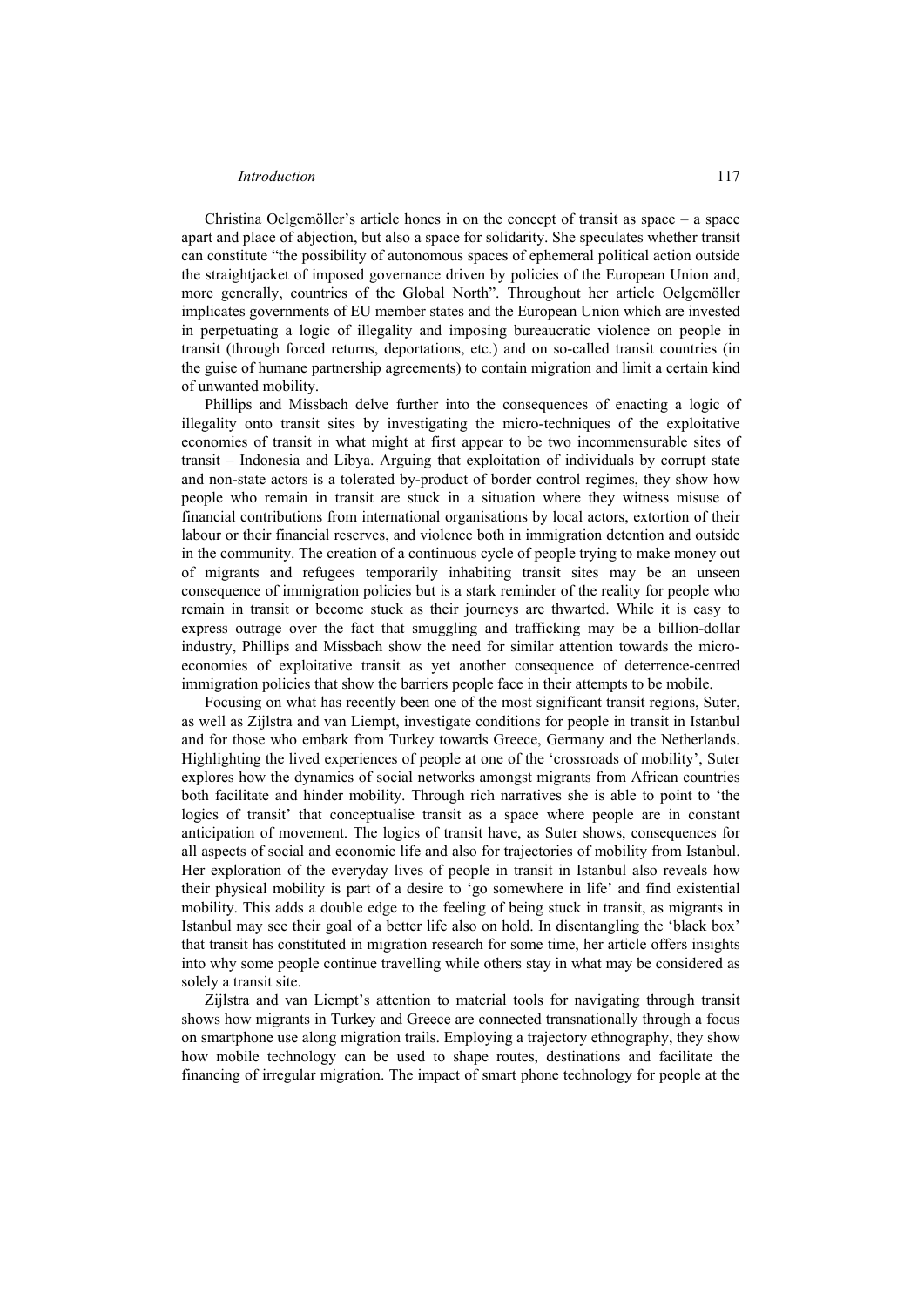Christina Oelgemöller's article hones in on the concept of transit as space – a space apart and place of abjection, but also a space for solidarity. She speculates whether transit can constitute "the possibility of autonomous spaces of ephemeral political action outside the straightjacket of imposed governance driven by policies of the European Union and, more generally, countries of the Global North". Throughout her article Oelgemöller implicates governments of EU member states and the European Union which are invested in perpetuating a logic of illegality and imposing bureaucratic violence on people in transit (through forced returns, deportations, etc.) and on so-called transit countries (in the guise of humane partnership agreements) to contain migration and limit a certain kind of unwanted mobility.

Phillips and Missbach delve further into the consequences of enacting a logic of illegality onto transit sites by investigating the micro-techniques of the exploitative economies of transit in what might at first appear to be two incommensurable sites of transit – Indonesia and Libya. Arguing that exploitation of individuals by corrupt state and non-state actors is a tolerated by-product of border control regimes, they show how people who remain in transit are stuck in a situation where they witness misuse of financial contributions from international organisations by local actors, extortion of their labour or their financial reserves, and violence both in immigration detention and outside in the community. The creation of a continuous cycle of people trying to make money out of migrants and refugees temporarily inhabiting transit sites may be an unseen consequence of immigration policies but is a stark reminder of the reality for people who remain in transit or become stuck as their journeys are thwarted. While it is easy to express outrage over the fact that smuggling and trafficking may be a billion-dollar industry, Phillips and Missbach show the need for similar attention towards the micro-economies of exploitative transit as yet another consequence of deterrence-centred immigration policies that show the barriers people face in their attempts to be mobile.

Focusing on what has recently been one of the most significant transit regions, Suter, as well as Zijlstra and van Liempt, investigate conditions for people in transit in Istanbul and for those who embark from Turkey towards Greece, Germany and the Netherlands. Highlighting the lived experiences of people at one of the 'crossroads of mobility', Suter explores how the dynamics of social networks amongst migrants from African countries both facilitate and hinder mobility. Through rich narratives she is able to point to 'the logics of transit' that conceptualise transit as a space where people are in constant anticipation of movement. The logics of transit have, as Suter shows, consequences for all aspects of social and economic life and also for trajectories of mobility from Istanbul. Her exploration of the everyday lives of people in transit in Istanbul also reveals how their physical mobility is part of a desire to 'go somewhere in life' and find existential mobility. This adds a double edge to the feeling of being stuck in transit, as migrants in Istanbul may see their goal of a better life also on hold. In disentangling the 'black box' that transit has constituted in migration research for some time, her article offers insights into why some people continue travelling while others stay in what may be considered as solely a transit site.

Zijlstra and van Liempt's attention to material tools for navigating through transit shows how migrants in Turkey and Greece are connected transnationally through a focus on smartphone use along migration trails. Employing a trajectory ethnography, they show how mobile technology can be used to shape routes, destinations and facilitate the financing of irregular migration. The impact of smart phone technology for people at the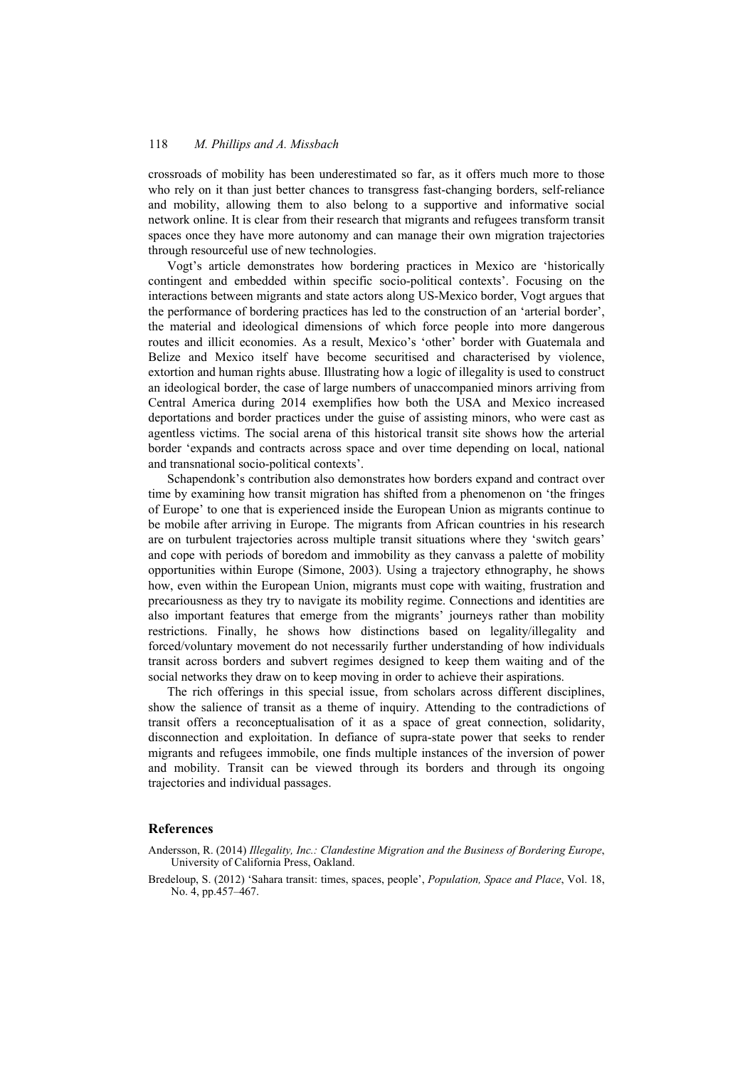crossroads of mobility has been underestimated so far, as it offers much more to those who rely on it than just better chances to transgress fast-changing borders, self-reliance and mobility, allowing them to also belong to a supportive and informative social network online. It is clear from their research that migrants and refugees transform transit spaces once they have more autonomy and can manage their own migration trajectories through resourceful use of new technologies.

Vogt's article demonstrates how bordering practices in Mexico are 'historically contingent and embedded within specific socio-political contexts'. Focusing on the interactions between migrants and state actors along US-Mexico border, Vogt argues that the performance of bordering practices has led to the construction of an 'arterial border', the material and ideological dimensions of which force people into more dangerous routes and illicit economies. As a result, Mexico's 'other' border with Guatemala and Belize and Mexico itself have become securitised and characterised by violence, extortion and human rights abuse. Illustrating how a logic of illegality is used to construct an ideological border, the case of large numbers of unaccompanied minors arriving from Central America during 2014 exemplifies how both the USA and Mexico increased deportations and border practices under the guise of assisting minors, who were cast as agentless victims. The social arena of this historical transit site shows how the arterial border 'expands and contracts across space and over time depending on local, national and transnational socio-political contexts'.

Schapendonk's contribution also demonstrates how borders expand and contract over time by examining how transit migration has shifted from a phenomenon on 'the fringes of Europe' to one that is experienced inside the European Union as migrants continue to be mobile after arriving in Europe. The migrants from African countries in his research are on turbulent trajectories across multiple transit situations where they 'switch gears' and cope with periods of boredom and immobility as they canvass a palette of mobility opportunities within Europe (Simone, 2003). Using a trajectory ethnography, he shows how, even within the European Union, migrants must cope with waiting, frustration and precariousness as they try to navigate its mobility regime. Connections and identities are also important features that emerge from the migrants' journeys rather than mobility restrictions. Finally, he shows how distinctions based on legality/illegality and forced/voluntary movement do not necessarily further understanding of how individuals transit across borders and subvert regimes designed to keep them waiting and of the social networks they draw on to keep moving in order to achieve their aspirations.

The rich offerings in this special issue, from scholars across different disciplines, show the salience of transit as a theme of inquiry. Attending to the contradictions of transit offers a reconceptualisation of it as a space of great connection, solidarity, disconnection and exploitation. In defiance of supra-state power that seeks to render migrants and refugees immobile, one finds multiple instances of the inversion of power and mobility. Transit can be viewed through its borders and through its ongoing trajectories and individual passages.

## References

Andersson, R. (2014) *Illegality, Inc.: Clandestine Migration and the Business of Bordering Europe*, University of California Press, Oakland.

Bredeloup, S. (2012) 'Sahara transit: times, spaces, people', *Population, Space and Place*, Vol. 18, No. 4, pp.457–467.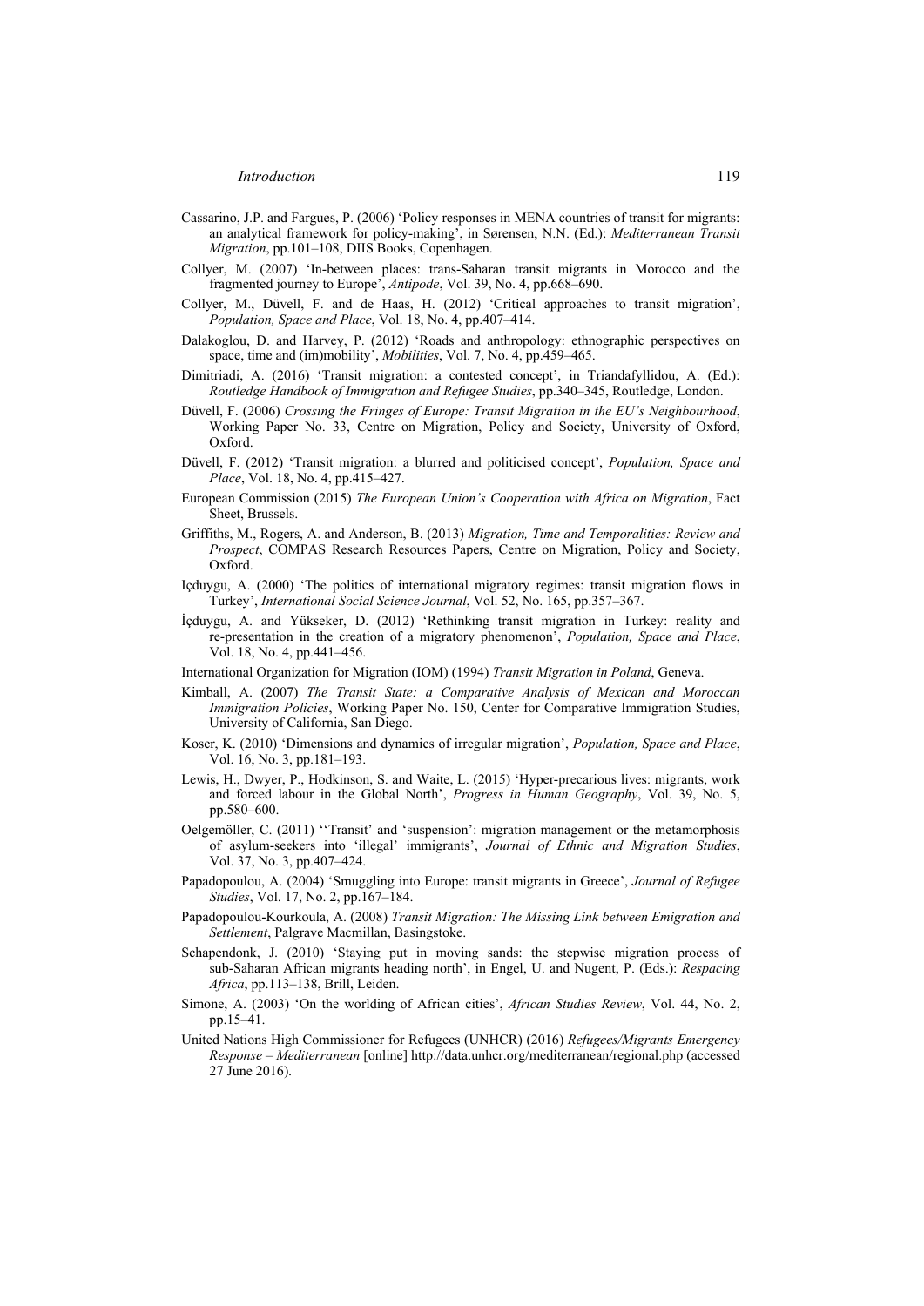Cassarino, J.P. and Fargues, P. (2006) 'Policy responses in MENA countries of transit for migrants: an analytical framework for policy-making', in Sørensen, N.N. (Ed.): *Mediterranean Transit Migration*, pp.101–108, DIIS Books, Copenhagen.

Collyer, M. (2007) 'In-between places: trans-Saharan transit migrants in Morocco and the fragmented journey to Europe', *Antipode*, Vol. 39, No. 4, pp.668–690.

Collyer, M., Düvell, F. and de Haas, H. (2012) 'Critical approaches to transit migration', *Population, Space and Place*, Vol. 18, No. 4, pp.407–414.

Dalakoglou, D. and Harvey, P. (2012) 'Roads and anthropology: ethnographic perspectives on space, time and (im)mobility', *Mobilities*, Vol. 7, No. 4, pp.459–465.

Dimitriadi, A. (2016) 'Transit migration: a contested concept', in Triandafyllidou, A. (Ed.): *Routledge Handbook of Immigration and Refugee Studies*, pp.340–345, Routledge, London.

Düvell, F. (2006) *Crossing the Fringes of Europe: Transit Migration in the EU's Neighbourhood*, Working Paper No. 33, Centre on Migration, Policy and Society, University of Oxford, Oxford.

Düvell, F. (2012) 'Transit migration: a blurred and politicised concept', *Population, Space and Place*, Vol. 18, No. 4, pp.415–427.

European Commission (2015) *The European Union's Cooperation with Africa on Migration*, Fact Sheet, Brussels.

Griffiths, M., Rogers, A. and Anderson, B. (2013) *Migration, Time and Temporalities: Review and Prospect*, COMPAS Research Resources Papers, Centre on Migration, Policy and Society, Oxford.

Içduygu, A. (2000) 'The politics of international migratory regimes: transit migration flows in Turkey', *International Social Science Journal*, Vol. 52, No. 165, pp.357–367.

İçduygu, A. and Yükseker, D. (2012) 'Rethinking transit migration in Turkey: reality and re-presentation in the creation of a migratory phenomenon', *Population, Space and Place*, Vol. 18, No. 4, pp.441–456.

International Organization for Migration (IOM) (1994) *Transit Migration in Poland*, Geneva.

Kimball, A. (2007) *The Transit State: a Comparative Analysis of Mexican and Moroccan Immigration Policies*, Working Paper No. 150, Center for Comparative Immigration Studies, University of California, San Diego.

Koser, K. (2010) 'Dimensions and dynamics of irregular migration', *Population, Space and Place*, Vol. 16, No. 3, pp.181–193.

Lewis, H., Dwyer, P., Hodkinson, S. and Waite, L. (2015) 'Hyper-precarious lives: migrants, work and forced labour in the Global North', *Progress in Human Geography*, Vol. 39, No. 5, pp.580–600.

Oelgemöller, C. (2011) ''Transit' and 'suspension': migration management or the metamorphosis of asylum-seekers into 'illegal' immigrants', *Journal of Ethnic and Migration Studies*, Vol. 37, No. 3, pp.407–424.

Papadopoulou, A. (2004) 'Smuggling into Europe: transit migrants in Greece', *Journal of Refugee Studies*, Vol. 17, No. 2, pp.167–184.

Papadopoulou-Kourkoula, A. (2008) *Transit Migration: The Missing Link between Emigration and Settlement*, Palgrave Macmillan, Basingstoke.

Schapendonk, J. (2010) 'Staying put in moving sands: the stepwise migration process of sub-Saharan African migrants heading north', in Engel, U. and Nugent, P. (Eds.): *Respacing Africa*, pp.113–138, Brill, Leiden.

Simone, A. (2003) 'On the worlding of African cities', *African Studies Review*, Vol. 44, No. 2, pp.15–41.

United Nations High Commissioner for Refugees (UNHCR) (2016) *Refugees/Migrants Emergency Response – Mediterranean* [online] http://data.unhcr.org/mediterranean/regional.php (accessed 27 June 2016).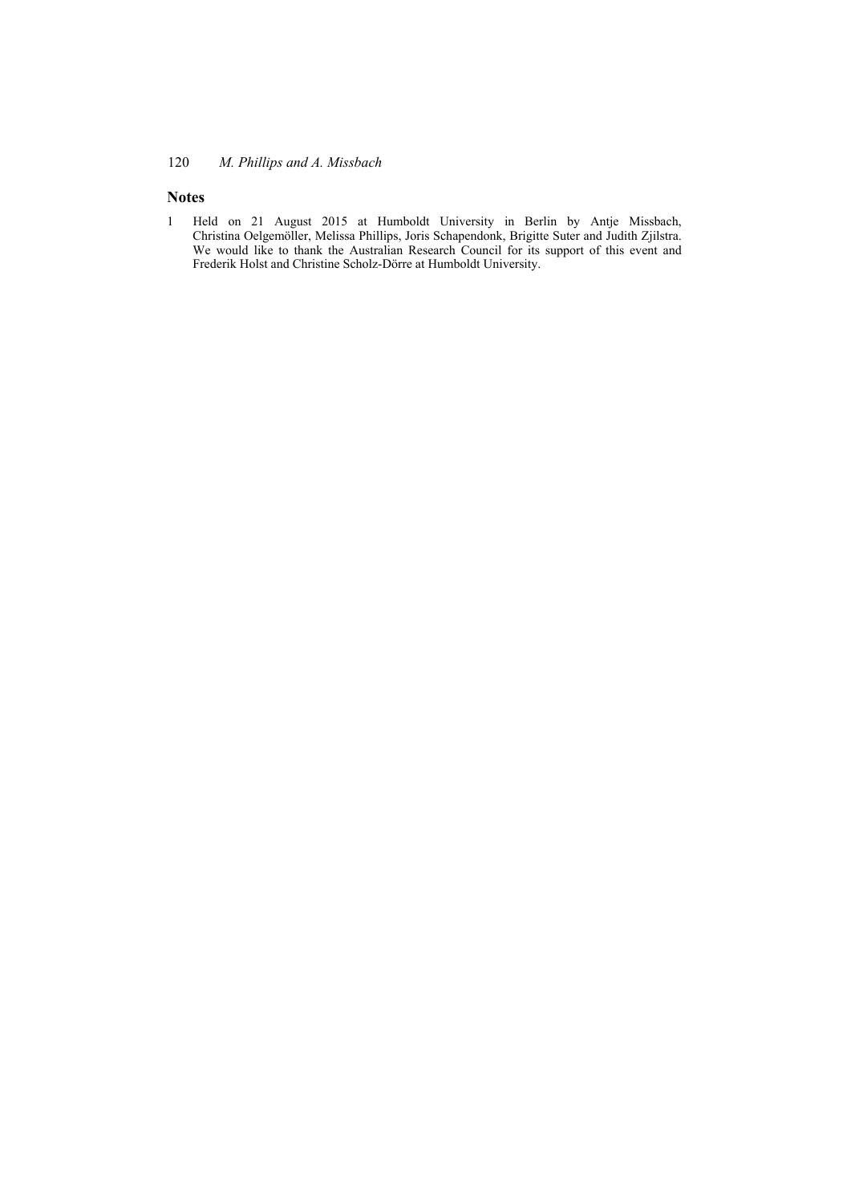## Notes

1 Held on 21 August 2015 at Humboldt University in Berlin by Antje Missbach, Christina Oelgemöller, Melissa Phillips, Joris Schapendonk, Brigitte Suter and Judith Zjilstra. We would like to thank the Australian Research Council for its support of this event and Frederik Holst and Christine Scholz-Dörre at Humboldt University.